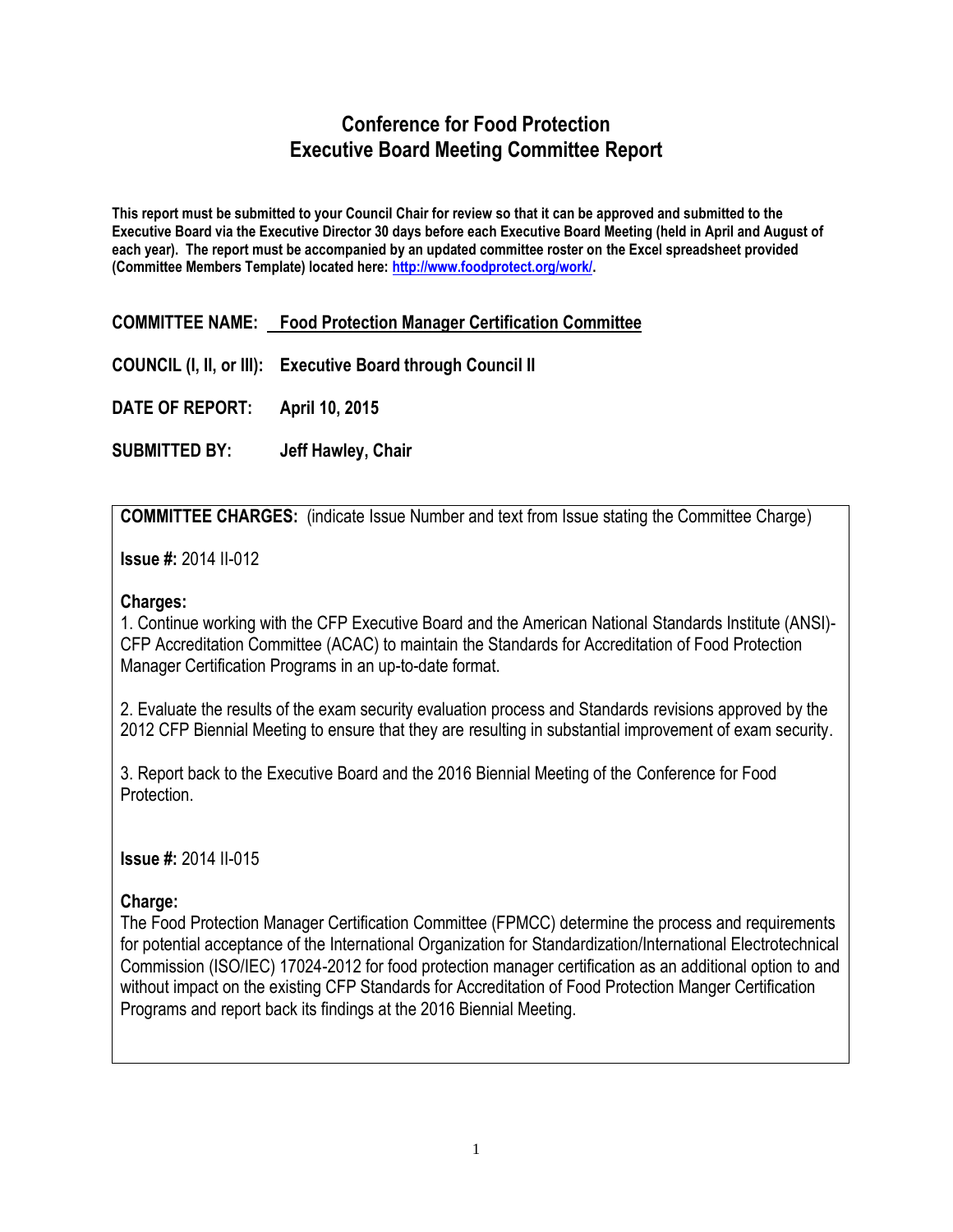# Conference for Food Protection
## Executive Board Meeting Committee Report

**This report must be submitted to your Council Chair for review so that it can be approved and submitted to the Executive Board via the Executive Director 30 days before each Executive Board Meeting (held in April and August of each year). The report must be accompanied by an updated committee roster on the Excel spreadsheet provided (Committee Members Template) located here: [http://www.foodprotect.org/work/](http://www.foodprotect.org/work/).**

**COMMITTEE NAME:** **Food Protection Manager Certification Committee**

**COUNCIL (I, II, or III):** **Executive Board through Council II**

**DATE OF REPORT:** **April 10, 2015**

**SUBMITTED BY:** **Jeff Hawley, Chair**

**COMMITTEE CHARGES:** (indicate Issue Number and text from Issue stating the Committee Charge)

**Issue #:** 2014 II-012

**Charges:**

1. Continue working with the CFP Executive Board and the American National Standards Institute (ANSI)-CFP Accreditation Committee (ACAC) to maintain the Standards for Accreditation of Food Protection Manager Certification Programs in an up-to-date format.

2. Evaluate the results of the exam security evaluation process and Standards revisions approved by the 2012 CFP Biennial Meeting to ensure that they are resulting in substantial improvement of exam security.

3. Report back to the Executive Board and the 2016 Biennial Meeting of the Conference for Food Protection.

**Issue #:** 2014 II-015

**Charge:**

The Food Protection Manager Certification Committee (FPMCC) determine the process and requirements for potential acceptance of the International Organization for Standardization/International Electrotechnical Commission (ISO/IEC) 17024-2012 for food protection manager certification as an additional option to and without impact on the existing CFP Standards for Accreditation of Food Protection Manger Certification Programs and report back its findings at the 2016 Biennial Meeting.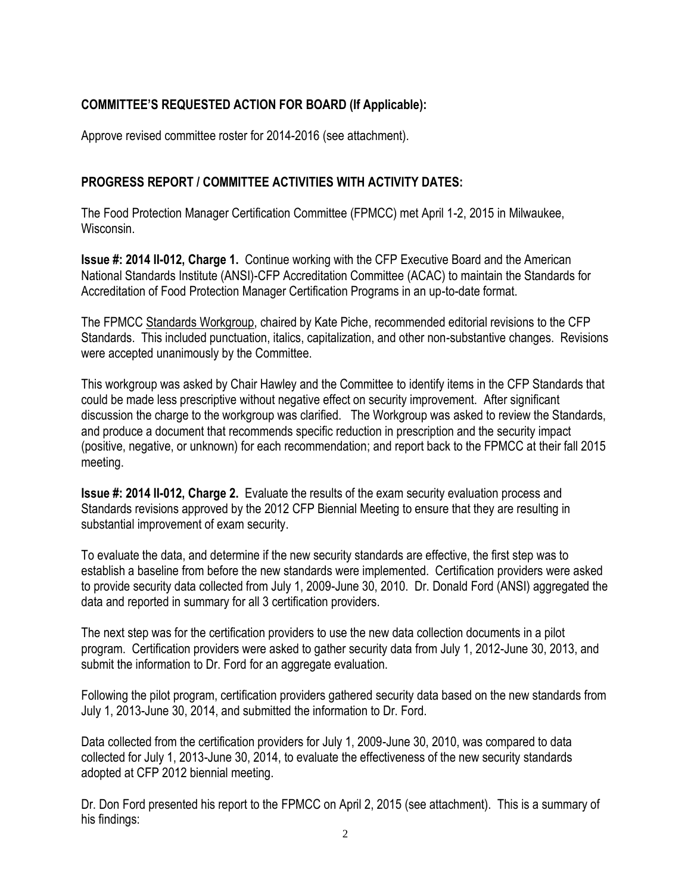**COMMITTEE'S REQUESTED ACTION FOR BOARD (If Applicable):**

Approve revised committee roster for 2014-2016 (see attachment).

**PROGRESS REPORT / COMMITTEE ACTIVITIES WITH ACTIVITY DATES:**

The Food Protection Manager Certification Committee (FPMCC) met April 1-2, 2015 in Milwaukee, Wisconsin.

**Issue #: 2014 II-012, Charge 1.** Continue working with the CFP Executive Board and the American National Standards Institute (ANSI)-CFP Accreditation Committee (ACAC) to maintain the Standards for Accreditation of Food Protection Manager Certification Programs in an up-to-date format.

The FPMCC Standards Workgroup, chaired by Kate Piche, recommended editorial revisions to the CFP Standards. This included punctuation, italics, capitalization, and other non-substantive changes. Revisions were accepted unanimously by the Committee.

This workgroup was asked by Chair Hawley and the Committee to identify items in the CFP Standards that could be made less prescriptive without negative effect on security improvement. After significant discussion the charge to the workgroup was clarified. The Workgroup was asked to review the Standards, and produce a document that recommends specific reduction in prescription and the security impact (positive, negative, or unknown) for each recommendation; and report back to the FPMCC at their fall 2015 meeting.

**Issue #: 2014 II-012, Charge 2.** Evaluate the results of the exam security evaluation process and Standards revisions approved by the 2012 CFP Biennial Meeting to ensure that they are resulting in substantial improvement of exam security.

To evaluate the data, and determine if the new security standards are effective, the first step was to establish a baseline from before the new standards were implemented. Certification providers were asked to provide security data collected from July 1, 2009-June 30, 2010. Dr. Donald Ford (ANSI) aggregated the data and reported in summary for all 3 certification providers.

The next step was for the certification providers to use the new data collection documents in a pilot program. Certification providers were asked to gather security data from July 1, 2012-June 30, 2013, and submit the information to Dr. Ford for an aggregate evaluation.

Following the pilot program, certification providers gathered security data based on the new standards from July 1, 2013-June 30, 2014, and submitted the information to Dr. Ford.

Data collected from the certification providers for July 1, 2009-June 30, 2010, was compared to data collected for July 1, 2013-June 30, 2014, to evaluate the effectiveness of the new security standards adopted at CFP 2012 biennial meeting.

Dr. Don Ford presented his report to the FPMCC on April 2, 2015 (see attachment). This is a summary of his findings: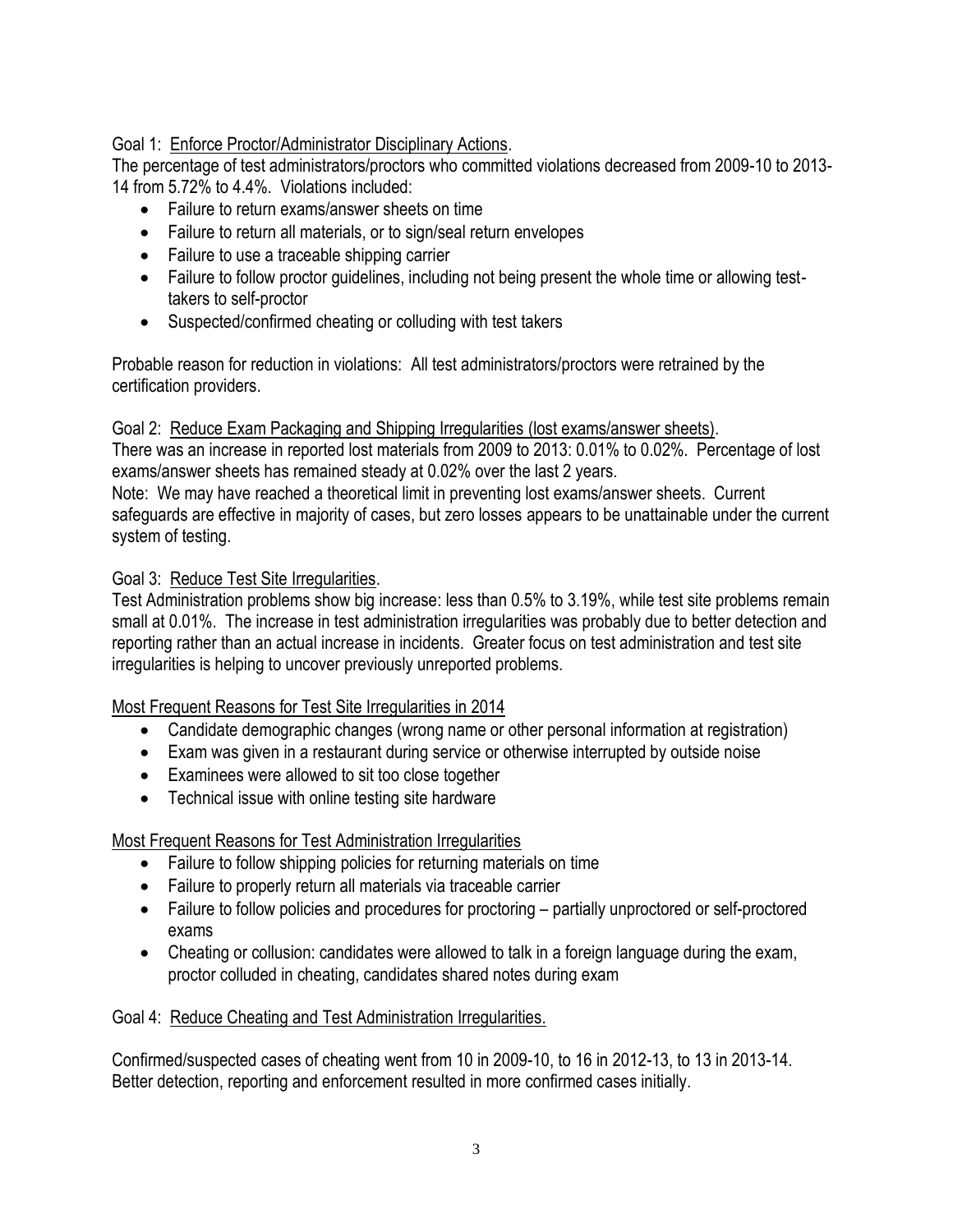Goal 1: <u>Enforce Proctor/Administrator Disciplinary Actions</u>.

The percentage of test administrators/proctors who committed violations decreased from 2009-10 to 2013-14 from 5.72% to 4.4%. Violations included:

- Failure to return exams/answer sheets on time
- Failure to return all materials, or to sign/seal return envelopes
- Failure to use a traceable shipping carrier
- Failure to follow proctor guidelines, including not being present the whole time or allowing test-takers to self-proctor
- Suspected/confirmed cheating or colluding with test takers

Probable reason for reduction in violations: All test administrators/proctors were retrained by the certification providers.

Goal 2: <u>Reduce Exam Packaging and Shipping Irregularities (lost exams/answer sheets)</u>.

There was an increase in reported lost materials from 2009 to 2013: 0.01% to 0.02%. Percentage of lost exams/answer sheets has remained steady at 0.02% over the last 2 years.

Note: We may have reached a theoretical limit in preventing lost exams/answer sheets. Current safeguards are effective in majority of cases, but zero losses appears to be unattainable under the current system of testing.

Goal 3: <u>Reduce Test Site Irregularities</u>.

Test Administration problems show big increase: less than 0.5% to 3.19%, while test site problems remain small at 0.01%. The increase in test administration irregularities was probably due to better detection and reporting rather than an actual increase in incidents. Greater focus on test administration and test site irregularities is helping to uncover previously unreported problems.

<u>Most Frequent Reasons for Test Site Irregularities in 2014</u>

- Candidate demographic changes (wrong name or other personal information at registration)
- Exam was given in a restaurant during service or otherwise interrupted by outside noise
- Examinees were allowed to sit too close together
- Technical issue with online testing site hardware

<u>Most Frequent Reasons for Test Administration Irregularities</u>

- Failure to follow shipping policies for returning materials on time
- Failure to properly return all materials via traceable carrier
- Failure to follow policies and procedures for proctoring – partially unproctored or self-proctored exams
- Cheating or collusion: candidates were allowed to talk in a foreign language during the exam, proctor colluded in cheating, candidates shared notes during exam

Goal 4: <u>Reduce Cheating and Test Administration Irregularities.</u>

Confirmed/suspected cases of cheating went from 10 in 2009-10, to 16 in 2012-13, to 13 in 2013-14. Better detection, reporting and enforcement resulted in more confirmed cases initially.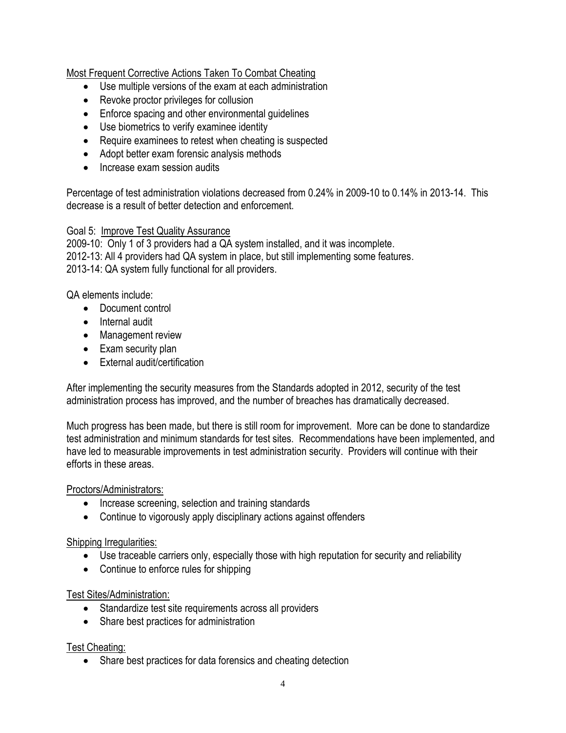Most Frequent Corrective Actions Taken To Combat Cheating

- Use multiple versions of the exam at each administration
- Revoke proctor privileges for collusion
- Enforce spacing and other environmental guidelines
- Use biometrics to verify examinee identity
- Require examinees to retest when cheating is suspected
- Adopt better exam forensic analysis methods
- Increase exam session audits

Percentage of test administration violations decreased from 0.24% in 2009-10 to 0.14% in 2013-14. This decrease is a result of better detection and enforcement.

Goal 5: Improve Test Quality Assurance

2009-10: Only 1 of 3 providers had a QA system installed, and it was incomplete.
2012-13: All 4 providers had QA system in place, but still implementing some features.
2013-14: QA system fully functional for all providers.

QA elements include:

- Document control
- Internal audit
- Management review
- Exam security plan
- External audit/certification

After implementing the security measures from the Standards adopted in 2012, security of the test administration process has improved, and the number of breaches has dramatically decreased.

Much progress has been made, but there is still room for improvement. More can be done to standardize test administration and minimum standards for test sites. Recommendations have been implemented, and have led to measurable improvements in test administration security. Providers will continue with their efforts in these areas.

Proctors/Administrators:

- Increase screening, selection and training standards
- Continue to vigorously apply disciplinary actions against offenders

Shipping Irregularities:

- Use traceable carriers only, especially those with high reputation for security and reliability
- Continue to enforce rules for shipping

Test Sites/Administration:

- Standardize test site requirements across all providers
- Share best practices for administration

Test Cheating:

- Share best practices for data forensics and cheating detection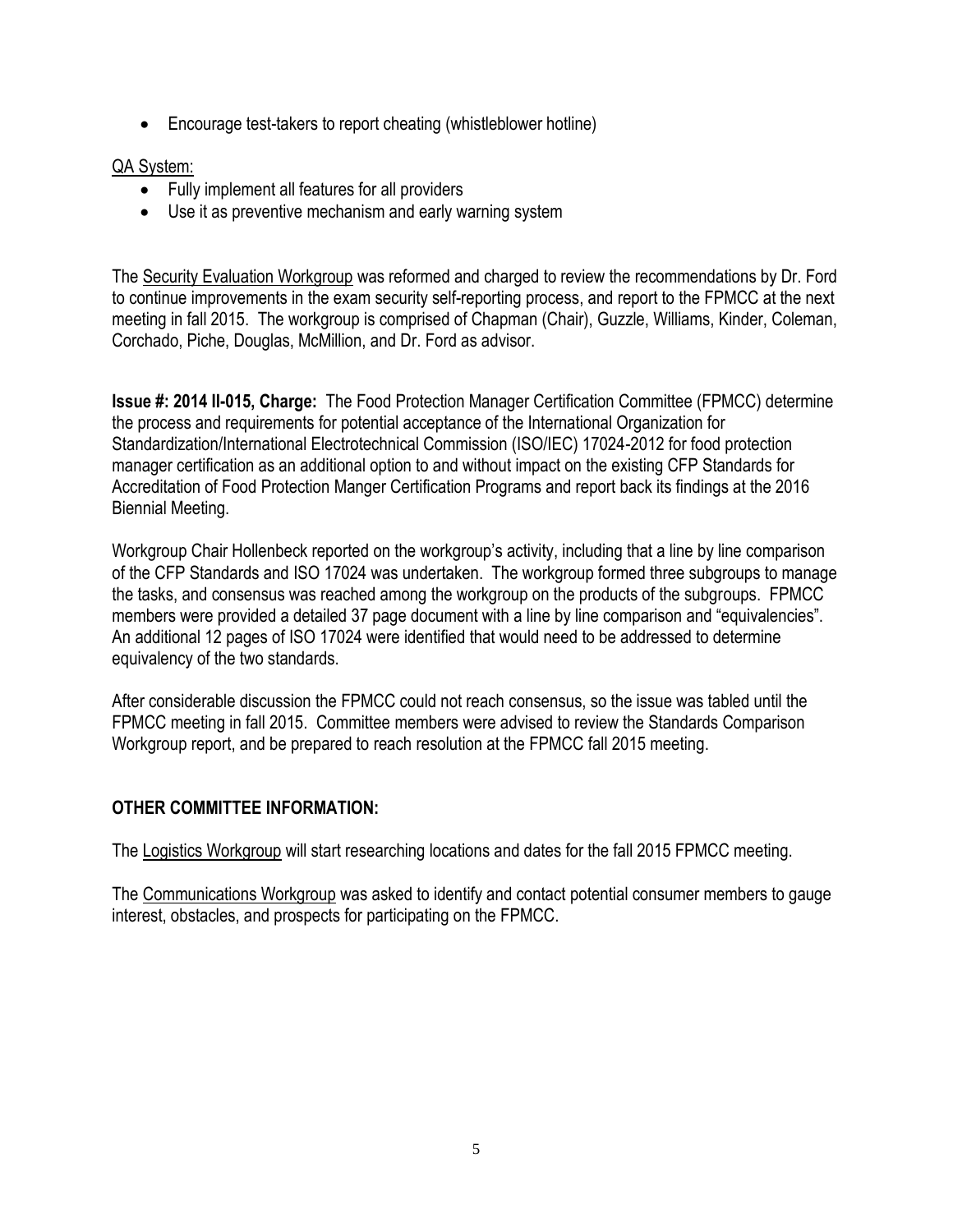- Encourage test-takers to report cheating (whistleblower hotline)

QA System:

- Fully implement all features for all providers
- Use it as preventive mechanism and early warning system

The Security Evaluation Workgroup was reformed and charged to review the recommendations by Dr. Ford to continue improvements in the exam security self-reporting process, and report to the FPMCC at the next meeting in fall 2015. The workgroup is comprised of Chapman (Chair), Guzzle, Williams, Kinder, Coleman, Corchado, Piche, Douglas, McMillion, and Dr. Ford as advisor.

**Issue #: 2014 II-015, Charge:** The Food Protection Manager Certification Committee (FPMCC) determine the process and requirements for potential acceptance of the International Organization for Standardization/International Electrotechnical Commission (ISO/IEC) 17024-2012 for food protection manager certification as an additional option to and without impact on the existing CFP Standards for Accreditation of Food Protection Manger Certification Programs and report back its findings at the 2016 Biennial Meeting.

Workgroup Chair Hollenbeck reported on the workgroup's activity, including that a line by line comparison of the CFP Standards and ISO 17024 was undertaken. The workgroup formed three subgroups to manage the tasks, and consensus was reached among the workgroup on the products of the subgroups. FPMCC members were provided a detailed 37 page document with a line by line comparison and "equivalencies". An additional 12 pages of ISO 17024 were identified that would need to be addressed to determine equivalency of the two standards.

After considerable discussion the FPMCC could not reach consensus, so the issue was tabled until the FPMCC meeting in fall 2015. Committee members were advised to review the Standards Comparison Workgroup report, and be prepared to reach resolution at the FPMCC fall 2015 meeting.

## OTHER COMMITTEE INFORMATION:

The Logistics Workgroup will start researching locations and dates for the fall 2015 FPMCC meeting.

The Communications Workgroup was asked to identify and contact potential consumer members to gauge interest, obstacles, and prospects for participating on the FPMCC.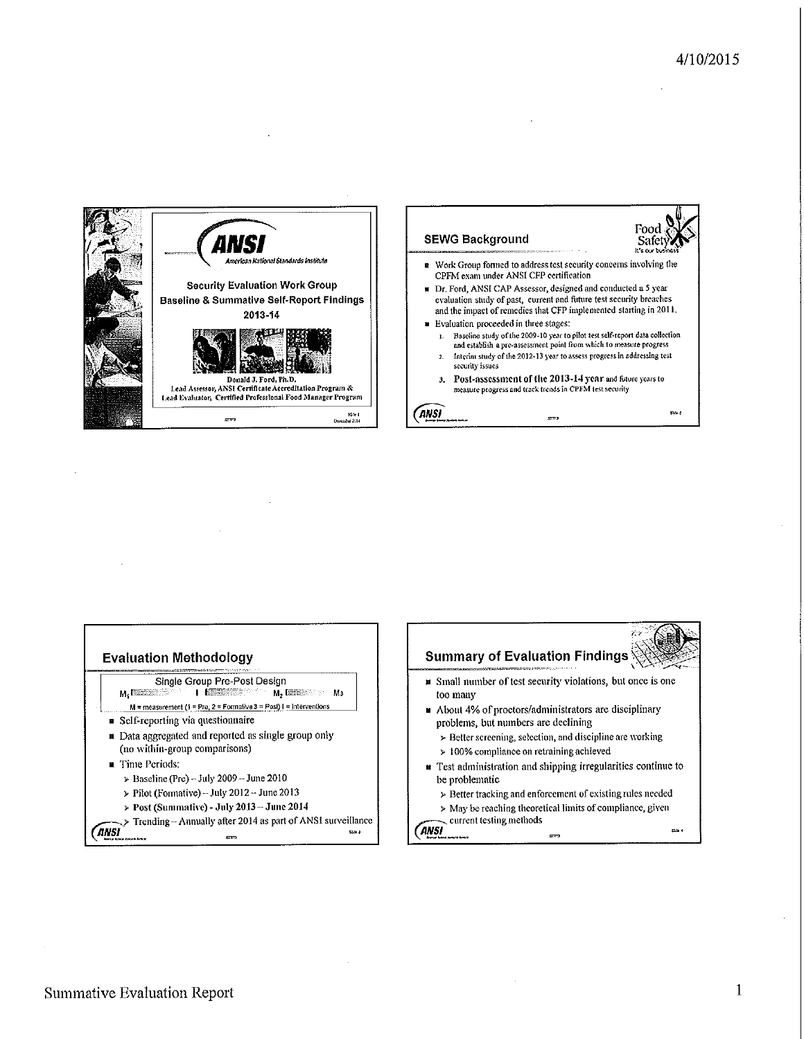## Security Evaluation Work Group

## Baseline & Summative Self-Report Findings

## 2013-14

Donald J. Ford, Ph.D.
Lead Assessor, ANSI Certificate Accreditation Program &
Lead Evaluator, Certified Professional Food Manager Program

## SEWG Background

- Work Group formed to address test security concerns involving the CPFM exam under ANSI CFP certification
- Dr. Ford, ANSI CAP Assessor, designed and conducted a 5 year evaluation study of past, current and future test security breaches and the impact of remedies that CFP implemented starting in 2011.
- Evaluation proceeded in three stages:
  1. Baseline study of the 2009-10 year to pilot test self-report data collection and establish a pre-assessment point from which to measure progress
  2. Interim study of the 2012-13 year to assess progress in addressing test security issues
  3. **Post-assessment of the 2013-14 year** and future years to measure progress and track trends in CPFM test security

## Evaluation Methodology

Single Group Pre-Post Design

$M_1$ — I — $M_2$ — $M_3$

M = measurement (1 = Pre, 2 = Formative 3 = Post) I = Interventions

- Self-reporting via questionnaire
- Data aggregated and reported as single group only (no within-group comparisons)
- Time Periods:
  - Baseline (Pre) – July 2009 – June 2010
  - Pilot (Formative) – July 2012 – June 2013
  - **Post (Summative) - July 2013 – June 2014**
  - Trending – Annually after 2014 as part of ANSI surveillance

## Summary of Evaluation Findings

- Small number of test security violations, but once is one too many
- About 4% of proctors/administrators are disciplinary problems, but numbers are declining
  - Better screening, selection, and discipline are working
  - 100% compliance on retraining achieved
- Test administration and shipping irregularities continue to be problematic
  - Better tracking and enforcement of existing rules needed
  - May be reaching theoretical limits of compliance, given current testing methods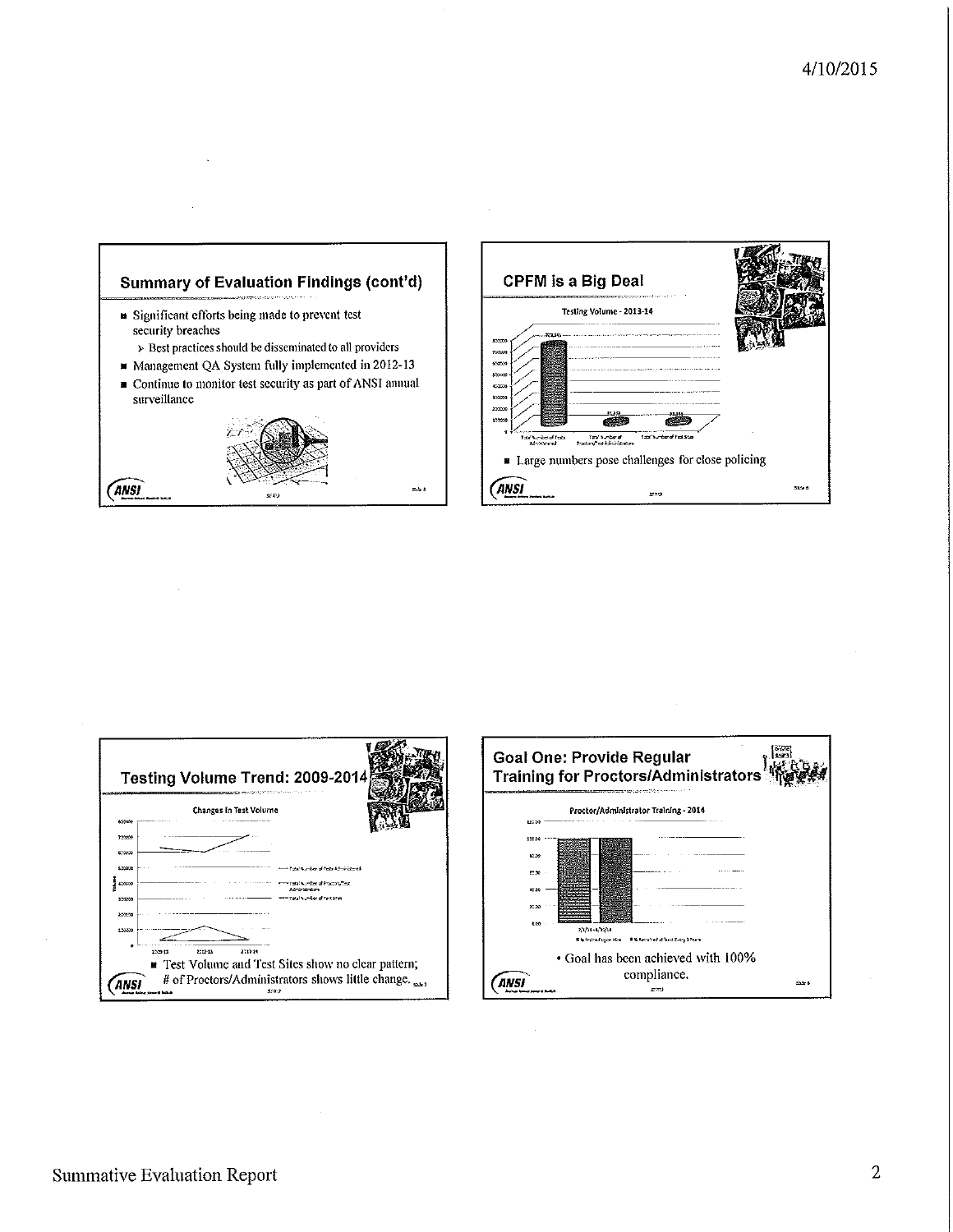## Summary of Evaluation Findings (cont'd)

- Significant efforts being made to prevent test security breaches
  - Best practices should be disseminated to all providers
- Management QA System fully implemented in 2012-13
- Continue to monitor test security as part of ANSI annual surveillance

## CPFM is a Big Deal

Testing Volume - 2013-14

- Large numbers pose challenges for close policing

## Testing Volume Trend: 2009-2014

Changes in Test Volume

- Test Volume and Test Sites show no clear pattern; # of Proctors/Administrators shows little change.

## Goal One: Provide Regular Training for Proctors/Administrators

Proctor/Administrator Training - 2014

- Goal has been achieved with 100% compliance.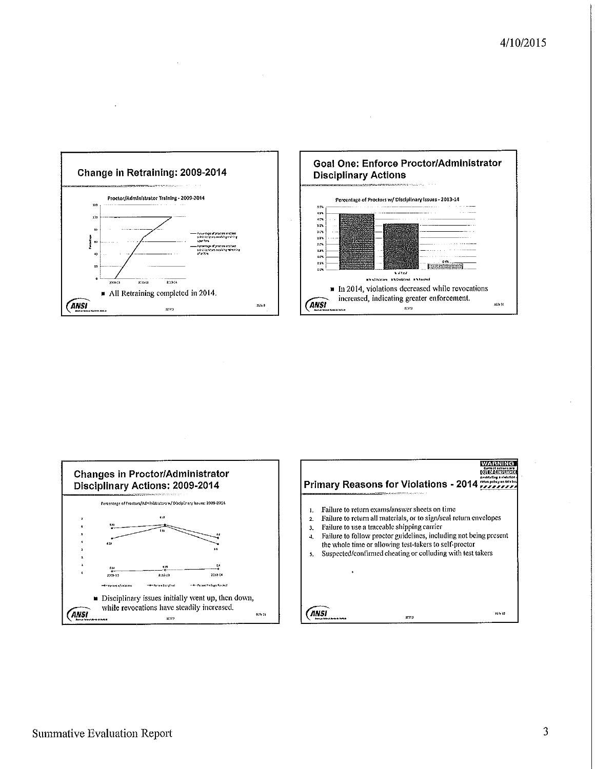## Change in Retraining: 2009-2014

Proctor/Administrator Training - 2009-2014

- All Retraining completed in 2014.

## Goal One: Enforce Proctor/Administrator Disciplinary Actions

Percentage of Proctors w/ Disciplinary Issues - 2013-14

- In 2014, violations decreased while revocations increased, indicating greater enforcement.

## Changes in Proctor/Administrator Disciplinary Actions: 2009-2014

Percentage of Proctors/Administrators w/ Disciplinary Issues: 2009-2014

- Disciplinary issues initially went up, then down, while revocations have steadily increased.

## Primary Reasons for Violations - 2014

1. Failure to return exams/answer sheets on time
2. Failure to return all materials, or to sign/seal return envelopes
3. Failure to use a traceable shipping carrier
4. Failure to follow proctor guidelines, including not being present the whole time or allowing test-takers to self-proctor
5. Suspected/confirmed cheating or colluding with test takers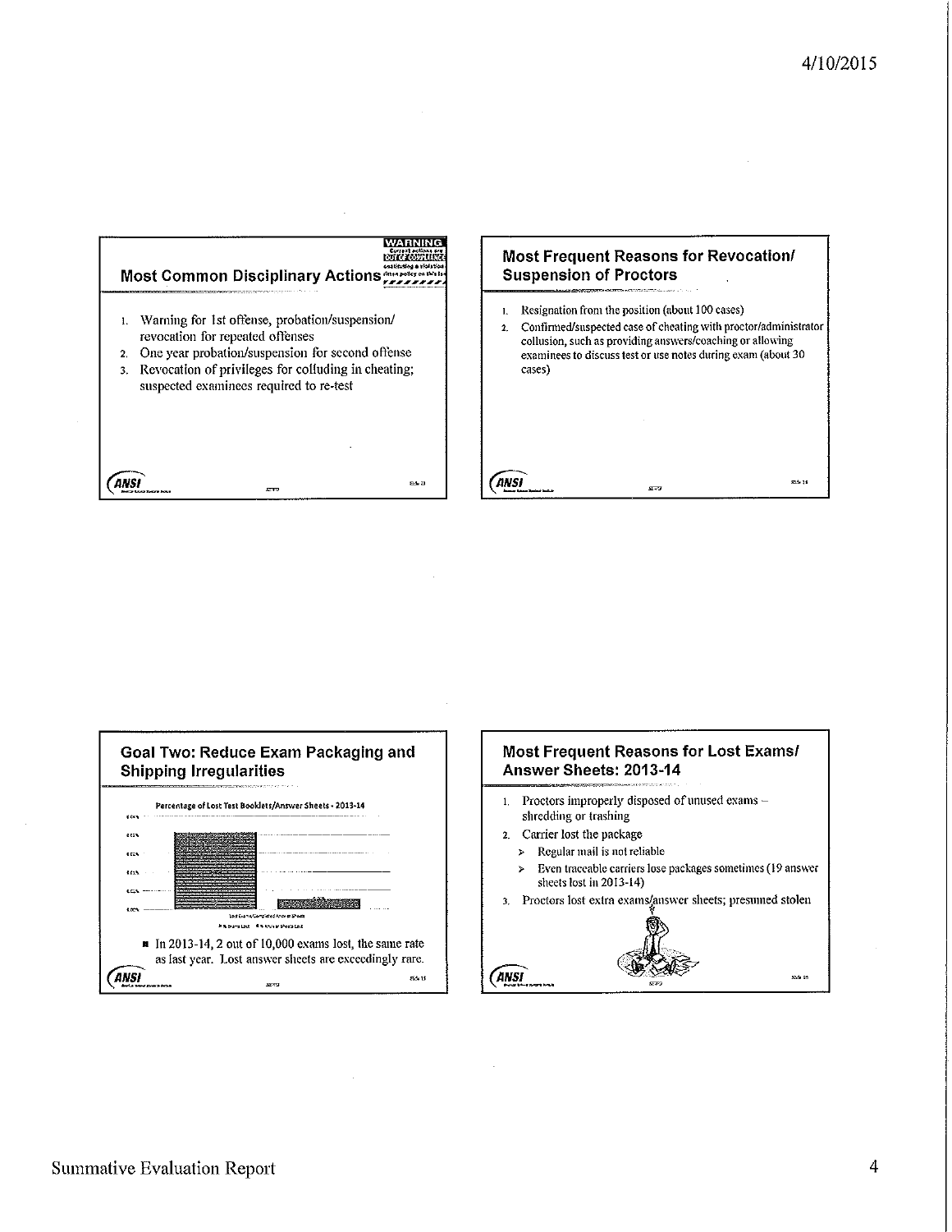## Most Common Disciplinary Actions

1. Warning for 1st offense, probation/suspension/ revocation for repeated offenses
2. One year probation/suspension for second offense
3. Revocation of privileges for colluding in cheating; suspected examinees required to re-test

## Most Frequent Reasons for Revocation/ Suspension of Proctors

1. Resignation from the position (about 100 cases)
2. Confirmed/suspected case of cheating with proctor/administrator collusion, such as providing answers/coaching or allowing examinees to discuss test or use notes during exam (about 30 cases)

## Goal Two: Reduce Exam Packaging and Shipping Irregularities

Percentage of Lost Test Booklets/Answer Sheets - 2013-14

- In 2013-14, 2 out of 10,000 exams lost, the same rate as last year. Lost answer sheets are exceedingly rare.

## Most Frequent Reasons for Lost Exams/ Answer Sheets: 2013-14

1. Proctors improperly disposed of unused exams – shredding or trashing
2. Carrier lost the package
   - Regular mail is not reliable
   - Even traceable carriers lose packages sometimes (19 answer sheets lost in 2013-14)
3. Proctors lost extra exams/answer sheets; presumed stolen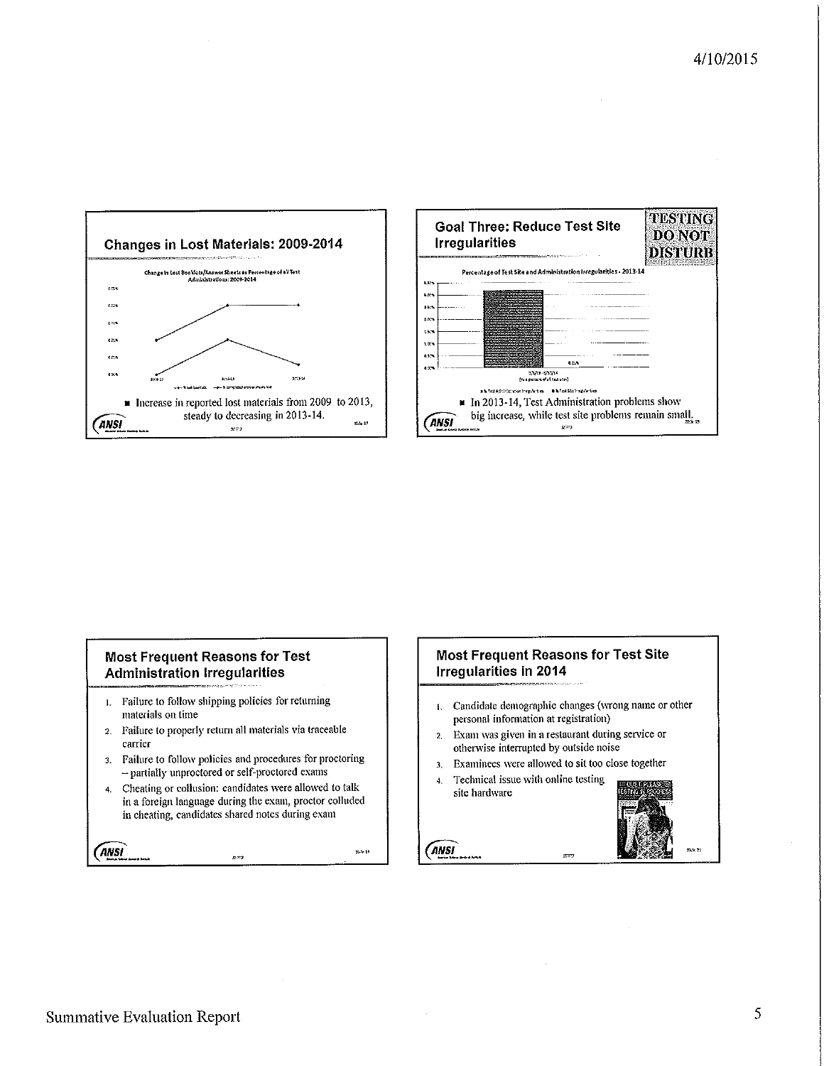## Changes in Lost Materials: 2009-2014

Change in Lost Booklets/Answer Sheets as Percentage of all Test Administrations: 2009-2014

- Increase in reported lost materials from 2009 to 2013, steady to decreasing in 2013-14.

## Goal Three: Reduce Test Site Irregularities

TESTING DO NOT DISTURB

Percentage of Test Site and Administration Irregularities - 2013-14

- In 2013-14, Test Administration problems show big increase, while test site problems remain small.

## Most Frequent Reasons for Test Administration Irregularities

1. Failure to follow shipping policies for returning materials on time
2. Failure to properly return all materials via traceable carrier
3. Failure to follow policies and procedures for proctoring – partially unproctored or self-proctored exams
4. Cheating or collusion: candidates were allowed to talk in a foreign language during the exam, proctor colluded in cheating, candidates shared notes during exam

## Most Frequent Reasons for Test Site Irregularities in 2014

1. Candidate demographic changes (wrong name or other personal information at registration)
2. Exam was given in a restaurant during service or otherwise interrupted by outside noise
3. Examinees were allowed to sit too close together
4. Technical issue with online testing site hardware

Summative Evaluation Report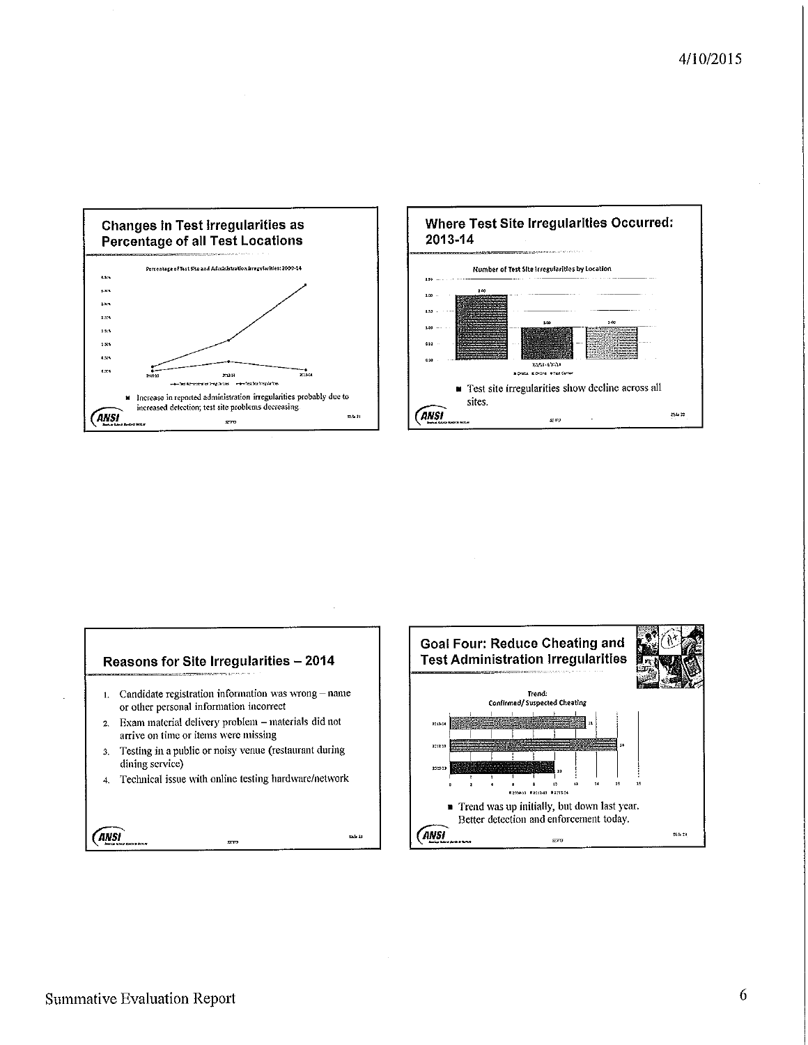## Changes in Test Irregularities as Percentage of all Test Locations

Percentage of Test Site and Administration Irregularities: 2009-14

- Increase in reported administration irregularities probably due to increased detection; test site problems decreasing

## Where Test Site Irregularities Occurred: 2013-14

Number of Test Site Irregularities by Location

- Test site irregularities show decline across all sites.

## Reasons for Site Irregularities – 2014

1. Candidate registration information was wrong – name or other personal information incorrect
2. Exam material delivery problem – materials did not arrive on time or items were missing
3. Testing in a public or noisy venue (restaurant during dining service)
4. Technical issue with online testing hardware/network

## Goal Four: Reduce Cheating and Test Administration Irregularities

Trend: Confirmed/ Suspected Cheating

- Trend was up initially, but down last year. Better detection and enforcement today.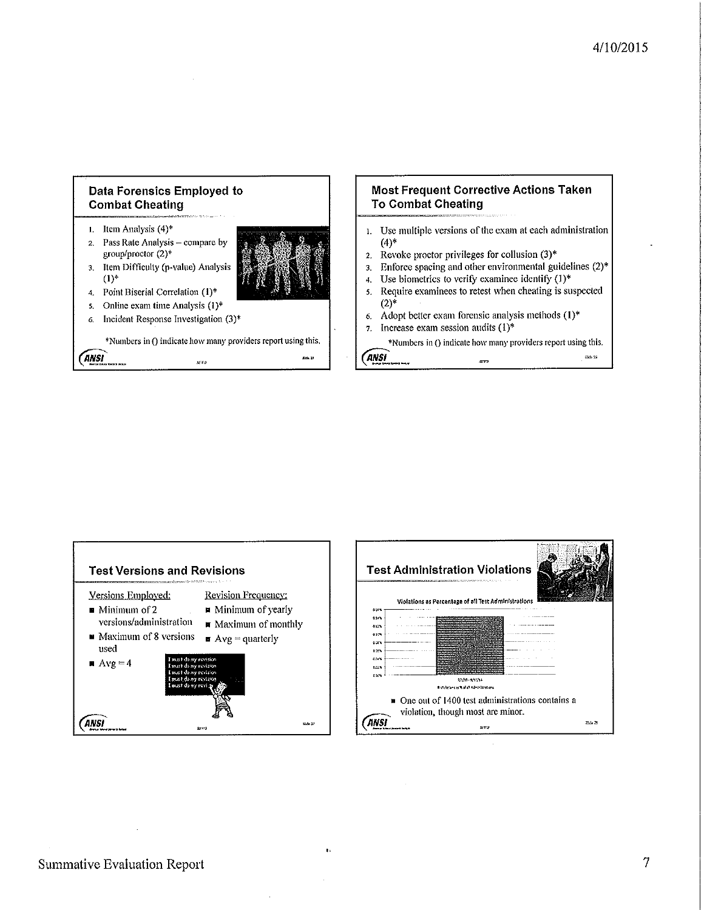## Data Forensics Employed to Combat Cheating

1. Item Analysis (4)*
2. Pass Rate Analysis – compare by group/proctor (2)*
3. Item Difficulty (p-value) Analysis (1)*
4. Point Biserial Correlation (1)*
5. Online exam time Analysis (1)*
6. Incident Response Investigation (3)*

*Numbers in () indicate how many providers report using this.

## Most Frequent Corrective Actions Taken To Combat Cheating

1. Use multiple versions of the exam at each administration (4)*
2. Revoke proctor privileges for collusion (3)*
3. Enforce spacing and other environmental guidelines (2)*
4. Use biometrics to verify examinee identify (1)*
5. Require examinees to retest when cheating is suspected (2)*
6. Adopt better exam forensic analysis methods (1)*
7. Increase exam session audits (1)*

*Numbers in () indicate how many providers report using this.

## Test Versions and Revisions

**Versions Employed:**

- Minimum of 2 versions/administration
- Maximum of 8 versions used
- Avg = 4

**Revision Frequency:**

- Minimum of yearly
- Maximum of monthly
- Avg = quarterly

## Test Administration Violations

Violations as Percentage of all Test Administrations

- One out of 1400 test administrations contains a violation, though most are minor.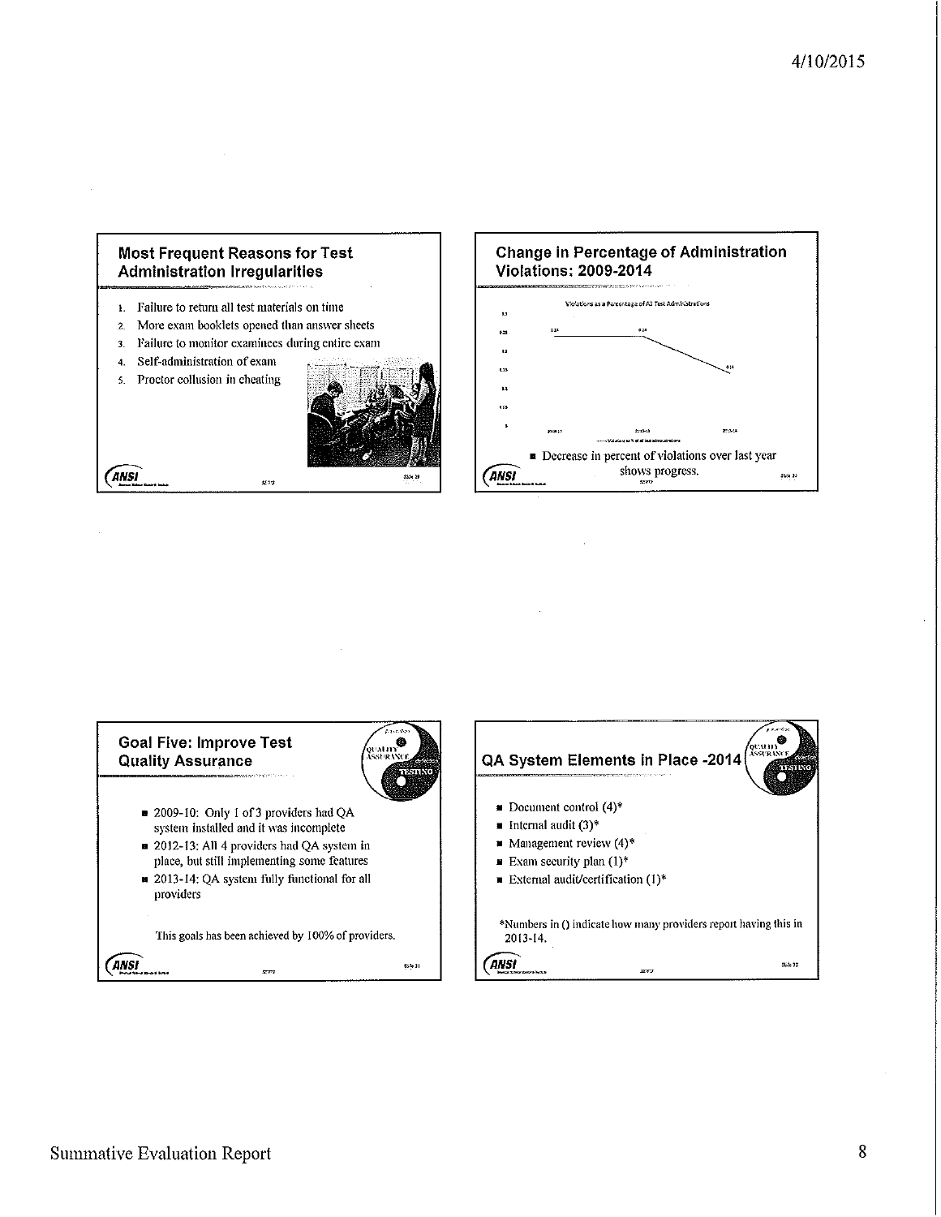## Most Frequent Reasons for Test Administration Irregularities

1. Failure to return all test materials on time
2. More exam booklets opened than answer sheets
3. Failure to monitor examinees during entire exam
4. Self-administration of exam
5. Proctor collusion in cheating

## Change in Percentage of Administration Violations: 2009-2014

- Decrease in percent of violations over last year shows progress.

## Goal Five: Improve Test Quality Assurance

- 2009-10: Only 1 of 3 providers had QA system installed and it was incomplete
- 2012-13: All 4 providers had QA system in place, but still implementing some features
- 2013-14: QA system fully functional for all providers

This goals has been achieved by 100% of providers.

## QA System Elements in Place -2014

- Document control (4)*
- Internal audit (3)*
- Management review (4)*
- Exam security plan (1)*
- External audit/certification (1)*

*Numbers in () indicate how many providers report having this in 2013-14.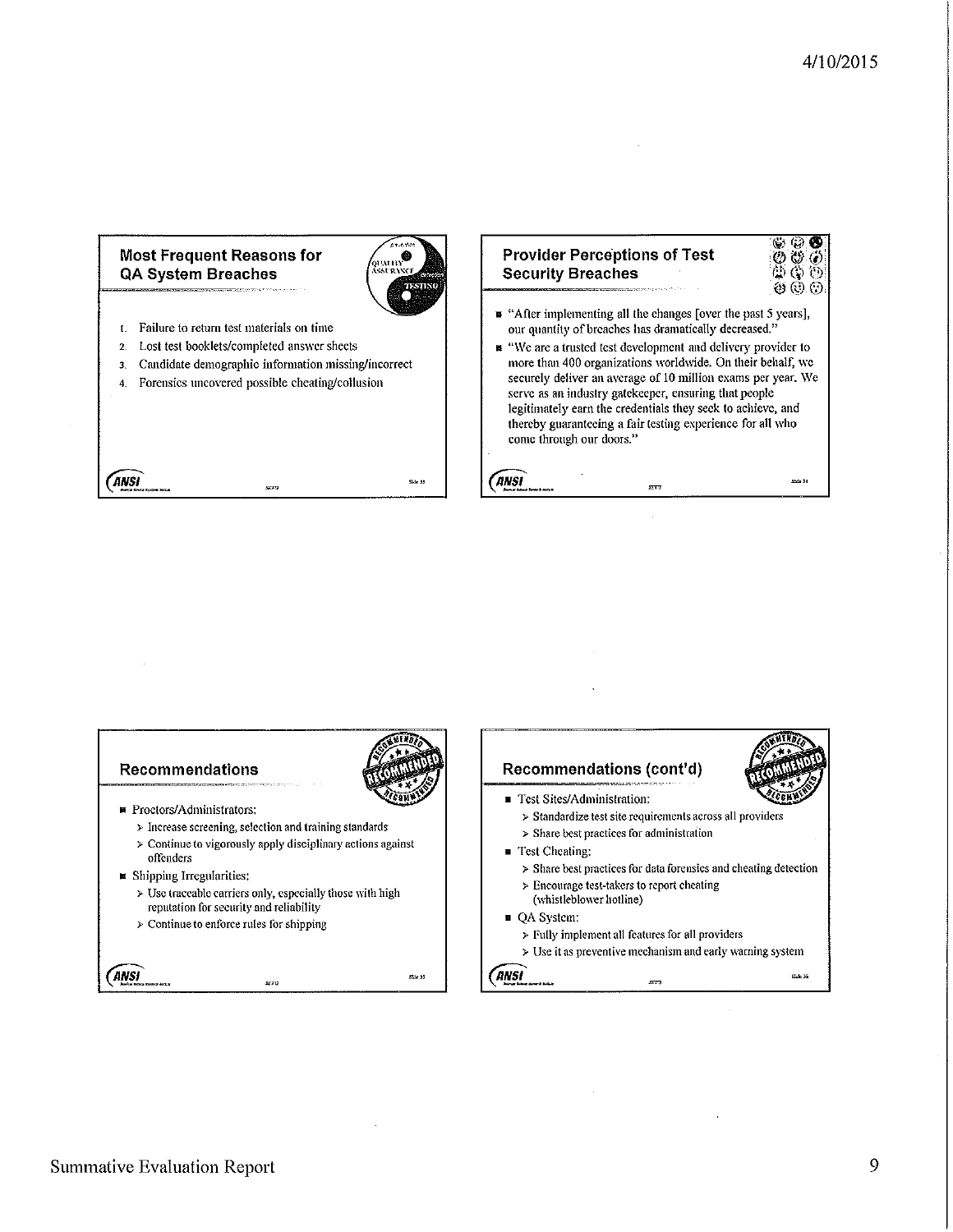## Most Frequent Reasons for QA System Breaches

1. Failure to return test materials on time
2. Lost test booklets/completed answer sheets
3. Candidate demographic information missing/incorrect
4. Forensics uncovered possible cheating/collusion

## Provider Perceptions of Test Security Breaches

- "After implementing all the changes [over the past 5 years], our quantity of breaches has dramatically decreased."
- "We are a trusted test development and delivery provider to more than 400 organizations worldwide. On their behalf, we securely deliver an average of 10 million exams per year. We serve as an industry gatekeeper, ensuring that people legitimately earn the credentials they seek to achieve, and thereby guaranteeing a fair testing experience for all who come through our doors."

## Recommendations

- Proctors/Administrators:
  - Increase screening, selection and training standards
  - Continue to vigorously apply disciplinary actions against offenders
- Shipping Irregularities:
  - Use traceable carriers only, especially those with high reputation for security and reliability
  - Continue to enforce rules for shipping

## Recommendations (cont'd)

- Test Sites/Administration:
  - Standardize test site requirements across all providers
  - Share best practices for administration
- Test Cheating:
  - Share best practices for data forensics and cheating detection
  - Encourage test-takers to report cheating (whistleblower hotline)
- QA System:
  - Fully implement all features for all providers
  - Use it as preventive mechanism and early warning system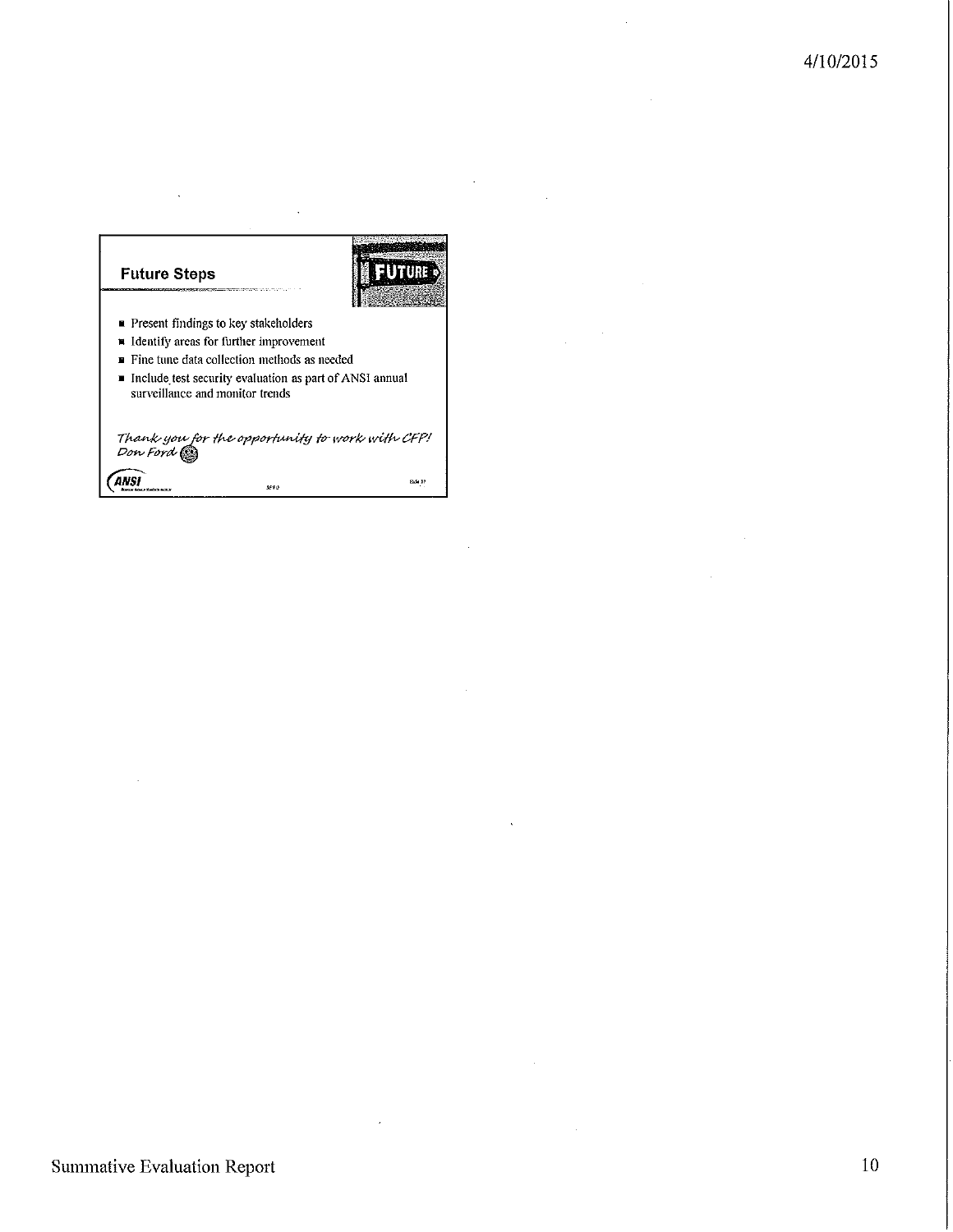## Future Steps

- Present findings to key stakeholders
- Identify areas for further improvement
- Fine tune data collection methods as needed
- Include test security evaluation as part of ANSI annual surveillance and monitor trends

*Thank you for the opportunity to work with CFP!*
*Don Ford*